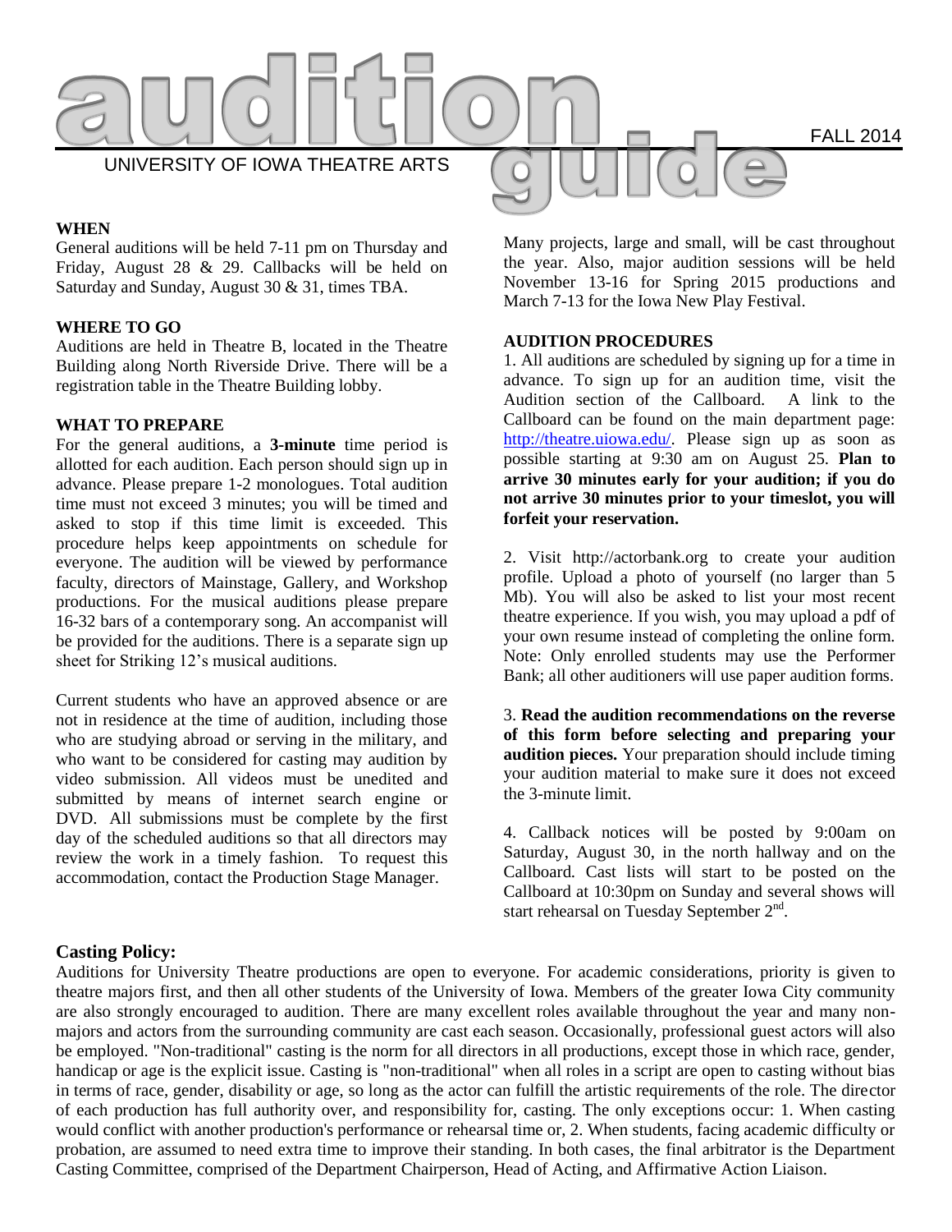# audition guide

UNIVERSITY OF IOWA THEATRE ARTS

FALL 2014

**WHEN**

General auditions will be held 7-11 pm on Thursday and Friday, August 28 & 29. Callbacks will be held on Saturday and Sunday, August 30 & 31, times TBA.

**WHERE TO GO**

Auditions are held in Theatre B, located in the Theatre Building along North Riverside Drive. There will be a registration table in the Theatre Building lobby.

**WHAT TO PREPARE**

For the general auditions, a **3-minute** time period is allotted for each audition. Each person should sign up in advance. Please prepare 1-2 monologues. Total audition time must not exceed 3 minutes; you will be timed and asked to stop if this time limit is exceeded. This procedure helps keep appointments on schedule for everyone. The audition will be viewed by performance faculty, directors of Mainstage, Gallery, and Workshop productions. For the musical auditions please prepare 16-32 bars of a contemporary song. An accompanist will be provided for the auditions. There is a separate sign up sheet for Striking 12's musical auditions.

Current students who have an approved absence or are not in residence at the time of audition, including those who are studying abroad or serving in the military, and who want to be considered for casting may audition by video submission. All videos must be unedited and submitted by means of internet search engine or DVD. All submissions must be complete by the first day of the scheduled auditions so that all directors may review the work in a timely fashion. To request this accommodation, contact the Production Stage Manager.

Many projects, large and small, will be cast throughout the year. Also, major audition sessions will be held November 13-16 for Spring 2015 productions and March 7-13 for the Iowa New Play Festival.

**AUDITION PROCEDURES**

1. All auditions are scheduled by signing up for a time in advance. To sign up for an audition time, visit the Audition section of the Callboard. A link to the Callboard can be found on the main department page: http://theatre.uiowa.edu/. Please sign up as soon as possible starting at 9:30 am on August 25. **Plan to arrive 30 minutes early for your audition; if you do not arrive 30 minutes prior to your timeslot, you will forfeit your reservation.**

2. Visit http://actorbank.org to create your audition profile. Upload a photo of yourself (no larger than 5 Mb). You will also be asked to list your most recent theatre experience. If you wish, you may upload a pdf of your own resume instead of completing the online form. Note: Only enrolled students may use the Performer Bank; all other auditioners will use paper audition forms.

3. **Read the audition recommendations on the reverse of this form before selecting and preparing your audition pieces.** Your preparation should include timing your audition material to make sure it does not exceed the 3-minute limit.

4. Callback notices will be posted by 9:00am on Saturday, August 30, in the north hallway and on the Callboard. Cast lists will start to be posted on the Callboard at 10:30pm on Sunday and several shows will start rehearsal on Tuesday September 2nd.

**Casting Policy:**

Auditions for University Theatre productions are open to everyone. For academic considerations, priority is given to theatre majors first, and then all other students of the University of Iowa. Members of the greater Iowa City community are also strongly encouraged to audition. There are many excellent roles available throughout the year and many non-majors and actors from the surrounding community are cast each season. Occasionally, professional guest actors will also be employed. "Non-traditional" casting is the norm for all directors in all productions, except those in which race, gender, handicap or age is the explicit issue. Casting is "non-traditional" when all roles in a script are open to casting without bias in terms of race, gender, disability or age, so long as the actor can fulfill the artistic requirements of the role. The director of each production has full authority over, and responsibility for, casting. The only exceptions occur: 1. When casting would conflict with another production's performance or rehearsal time or, 2. When students, facing academic difficulty or probation, are assumed to need extra time to improve their standing. In both cases, the final arbitrator is the Department Casting Committee, comprised of the Department Chairperson, Head of Acting, and Affirmative Action Liaison.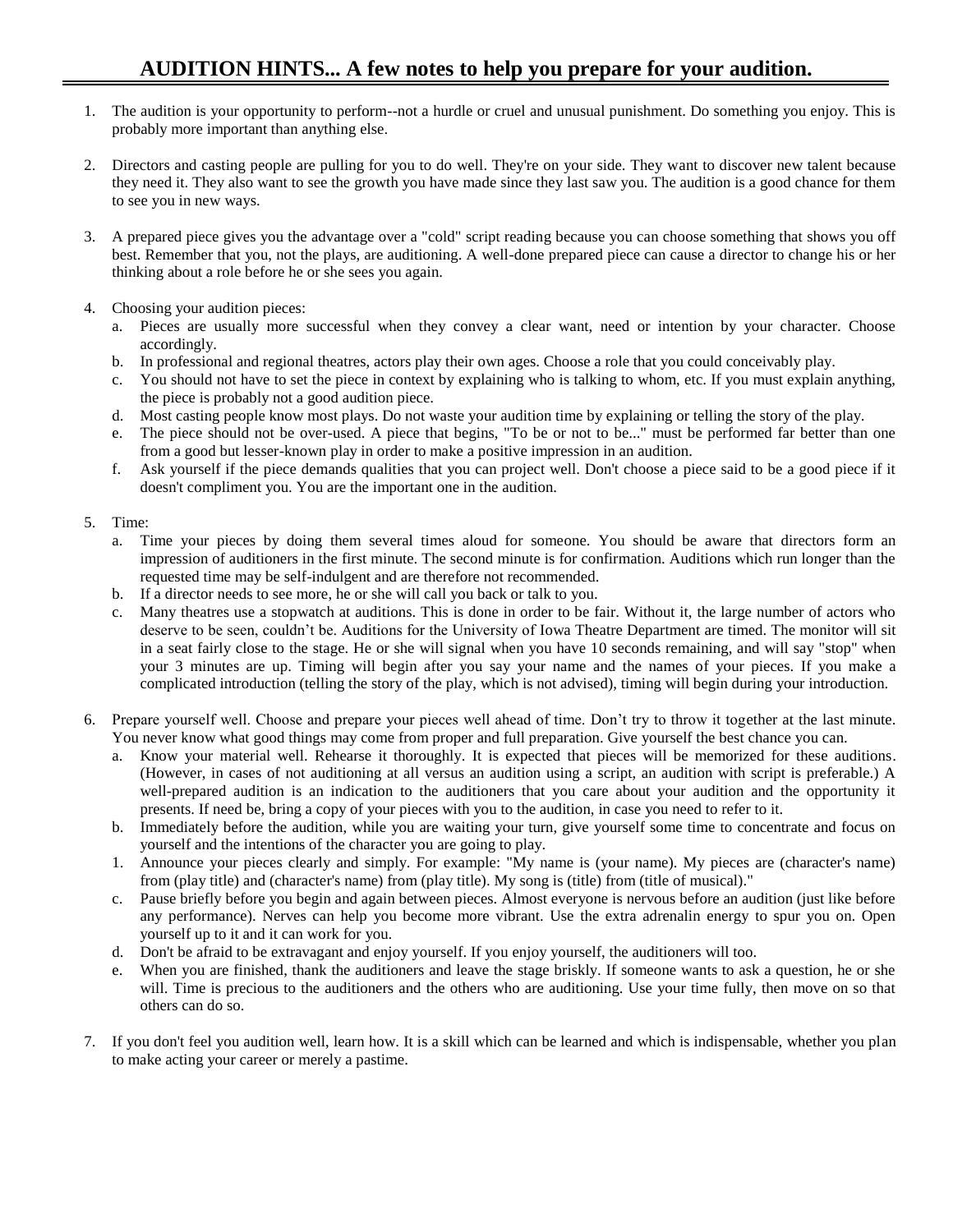# AUDITION HINTS... A few notes to help you prepare for your audition.

1. The audition is your opportunity to perform--not a hurdle or cruel and unusual punishment. Do something you enjoy. This is probably more important than anything else.

2. Directors and casting people are pulling for you to do well. They're on your side. They want to discover new talent because they need it. They also want to see the growth you have made since they last saw you. The audition is a good chance for them to see you in new ways.

3. A prepared piece gives you the advantage over a "cold" script reading because you can choose something that shows you off best. Remember that you, not the plays, are auditioning. A well-done prepared piece can cause a director to change his or her thinking about a role before he or she sees you again.

4. Choosing your audition pieces:
   a. Pieces are usually more successful when they convey a clear want, need or intention by your character. Choose accordingly.
   b. In professional and regional theatres, actors play their own ages. Choose a role that you could conceivably play.
   c. You should not have to set the piece in context by explaining who is talking to whom, etc. If you must explain anything, the piece is probably not a good audition piece.
   d. Most casting people know most plays. Do not waste your audition time by explaining or telling the story of the play.
   e. The piece should not be over-used. A piece that begins, "To be or not to be..." must be performed far better than one from a good but lesser-known play in order to make a positive impression in an audition.
   f. Ask yourself if the piece demands qualities that you can project well. Don't choose a piece said to be a good piece if it doesn't compliment you. You are the important one in the audition.

5. Time:
   a. Time your pieces by doing them several times aloud for someone. You should be aware that directors form an impression of auditioners in the first minute. The second minute is for confirmation. Auditions which run longer than the requested time may be self-indulgent and are therefore not recommended.
   b. If a director needs to see more, he or she will call you back or talk to you.
   c. Many theatres use a stopwatch at auditions. This is done in order to be fair. Without it, the large number of actors who deserve to be seen, couldn't be. Auditions for the University of Iowa Theatre Department are timed. The monitor will sit in a seat fairly close to the stage. He or she will signal when you have 10 seconds remaining, and will say "stop" when your 3 minutes are up. Timing will begin after you say your name and the names of your pieces. If you make a complicated introduction (telling the story of the play, which is not advised), timing will begin during your introduction.

6. Prepare yourself well. Choose and prepare your pieces well ahead of time. Don't try to throw it together at the last minute. You never know what good things may come from proper and full preparation. Give yourself the best chance you can.
   a. Know your material well. Rehearse it thoroughly. It is expected that pieces will be memorized for these auditions. (However, in cases of not auditioning at all versus an audition using a script, an audition with script is preferable.) A well-prepared audition is an indication to the auditioners that you care about your audition and the opportunity it presents. If need be, bring a copy of your pieces with you to the audition, in case you need to refer to it.
   b. Immediately before the audition, while you are waiting your turn, give yourself some time to concentrate and focus on yourself and the intentions of the character you are going to play.
   1. Announce your pieces clearly and simply. For example: "My name is (your name). My pieces are (character's name) from (play title) and (character's name) from (play title). My song is (title) from (title of musical)."
   c. Pause briefly before you begin and again between pieces. Almost everyone is nervous before an audition (just like before any performance). Nerves can help you become more vibrant. Use the extra adrenalin energy to spur you on. Open yourself up to it and it can work for you.
   d. Don't be afraid to be extravagant and enjoy yourself. If you enjoy yourself, the auditioners will too.
   e. When you are finished, thank the auditioners and leave the stage briskly. If someone wants to ask a question, he or she will. Time is precious to the auditioners and the others who are auditioning. Use your time fully, then move on so that others can do so.

7. If you don't feel you audition well, learn how. It is a skill which can be learned and which is indispensable, whether you plan to make acting your career or merely a pastime.